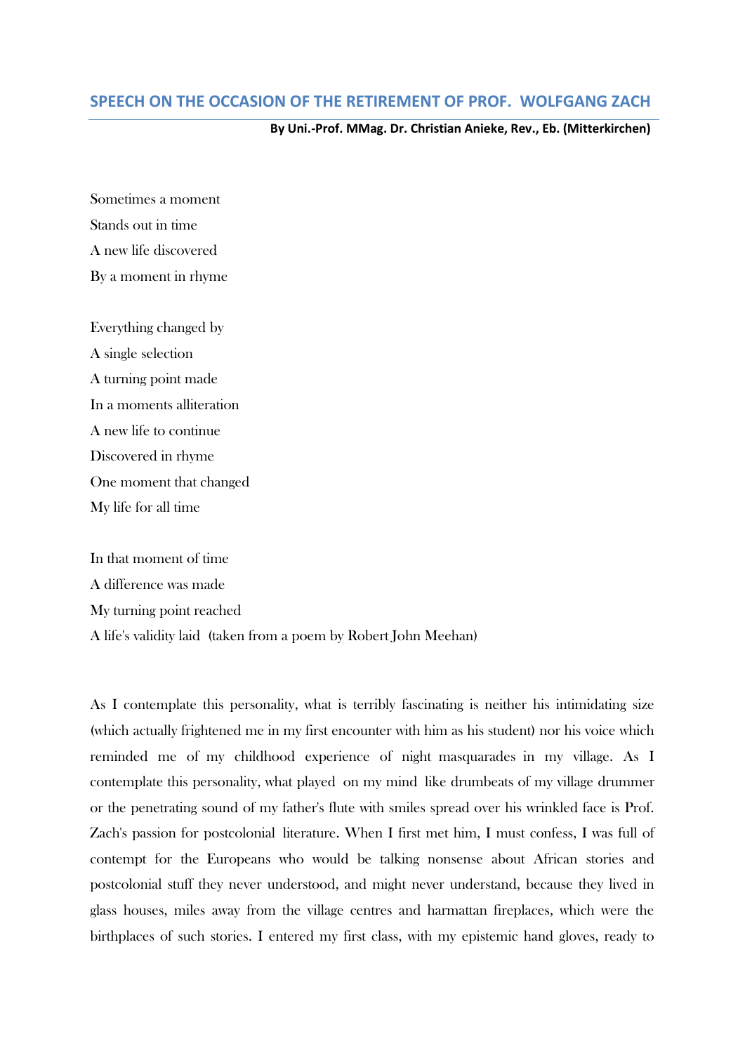## SPEECH ON THE OCCASION OF THE RETIREMENT OF PROF. WOLFGANG ZACH

**By Uni.-Prof. MMag. Dr. Christian Anieke, Rev., Eb. (Mitterkirchen)**

Sometimes a moment  
Stands out in time  
A new life discovered  
By a moment in rhyme

Everything changed by  
A single selection  
A turning point made  
In a moments alliteration  
A new life to continue  
Discovered in rhyme  
One moment that changed  
My life for all time

In that moment of time  
A difference was made  
My turning point reached  
A life's validity laid (taken from a poem by Robert John Meehan)

As I contemplate this personality, what is terribly fascinating is neither his intimidating size (which actually frightened me in my first encounter with him as his student) nor his voice which reminded me of my childhood experience of night masquarades in my village. As I contemplate this personality, what played on my mind like drumbeats of my village drummer or the penetrating sound of my father's flute with smiles spread over his wrinkled face is Prof. Zach's passion for postcolonial literature. When I first met him, I must confess, I was full of contempt for the Europeans who would be talking nonsense about African stories and postcolonial stuff they never understood, and might never understand, because they lived in glass houses, miles away from the village centres and harmattan fireplaces, which were the birthplaces of such stories. I entered my first class, with my epistemic hand gloves, ready to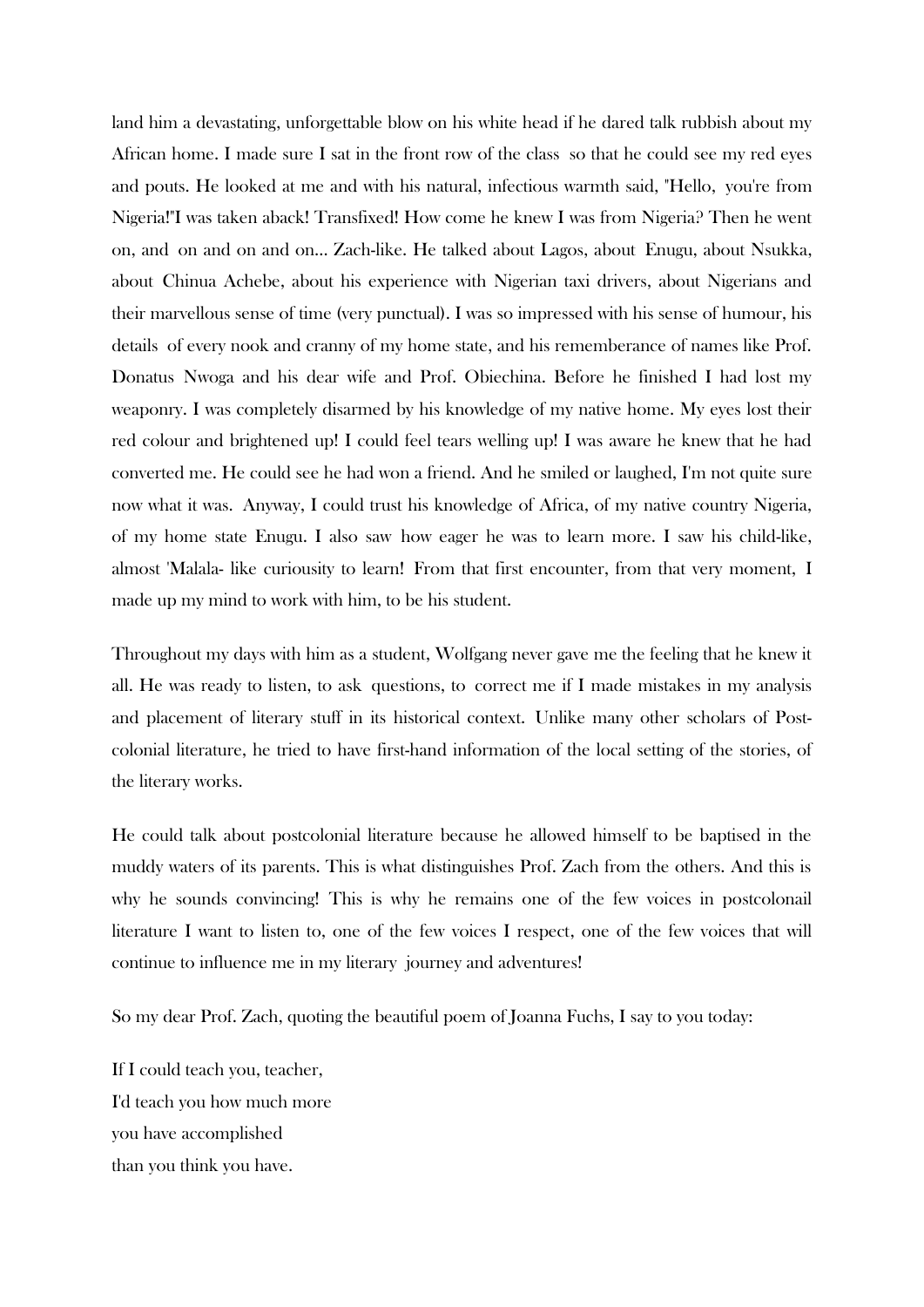land him a devastating, unforgettable blow on his white head if he dared talk rubbish about my African home. I made sure I sat in the front row of the class so that he could see my red eyes and pouts. He looked at me and with his natural, infectious warmth said, "Hello, you're from Nigeria!"I was taken aback! Transfixed! How come he knew I was from Nigeria? Then he went on, and on and on and on... Zach-like. He talked about Lagos, about Enugu, about Nsukka, about Chinua Achebe, about his experience with Nigerian taxi drivers, about Nigerians and their marvellous sense of time (very punctual). I was so impressed with his sense of humour, his details of every nook and cranny of my home state, and his rememberance of names like Prof. Donatus Nwoga and his dear wife and Prof. Obiechina. Before he finished I had lost my weaponry. I was completely disarmed by his knowledge of my native home. My eyes lost their red colour and brightened up! I could feel tears welling up! I was aware he knew that he had converted me. He could see he had won a friend. And he smiled or laughed, I'm not quite sure now what it was. Anyway, I could trust his knowledge of Africa, of my native country Nigeria, of my home state Enugu. I also saw how eager he was to learn more. I saw his child-like, almost 'Malala- like curiousity to learn! From that first encounter, from that very moment, I made up my mind to work with him, to be his student.

Throughout my days with him as a student, Wolfgang never gave me the feeling that he knew it all. He was ready to listen, to ask questions, to correct me if I made mistakes in my analysis and placement of literary stuff in its historical context. Unlike many other scholars of Post-colonial literature, he tried to have first-hand information of the local setting of the stories, of the literary works.

He could talk about postcolonial literature because he allowed himself to be baptised in the muddy waters of its parents. This is what distinguishes Prof. Zach from the others. And this is why he sounds convincing! This is why he remains one of the few voices in postcolonail literature I want to listen to, one of the few voices I respect, one of the few voices that will continue to influence me in my literary journey and adventures!

So my dear Prof. Zach, quoting the beautiful poem of Joanna Fuchs, I say to you today:

If I could teach you, teacher,  
I'd teach you how much more  
you have accomplished  
than you think you have.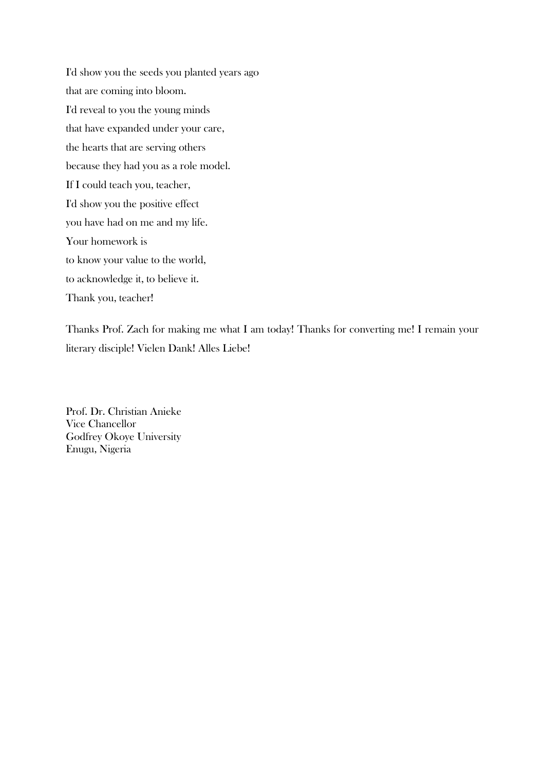I'd show you the seeds you planted years ago  
that are coming into bloom.  
I'd reveal to you the young minds  
that have expanded under your care,  
the hearts that are serving others  
because they had you as a role model.  
If I could teach you, teacher,  
I'd show you the positive effect  
you have had on me and my life.  
Your homework is  
to know your value to the world,  
to acknowledge it, to believe it.  
Thank you, teacher!

Thanks Prof. Zach for making me what I am today! Thanks for converting me! I remain your literary disciple! Vielen Dank! Alles Liebe!

Prof. Dr. Christian Anieke  
Vice Chancellor  
Godfrey Okoye University  
Enugu, Nigeria